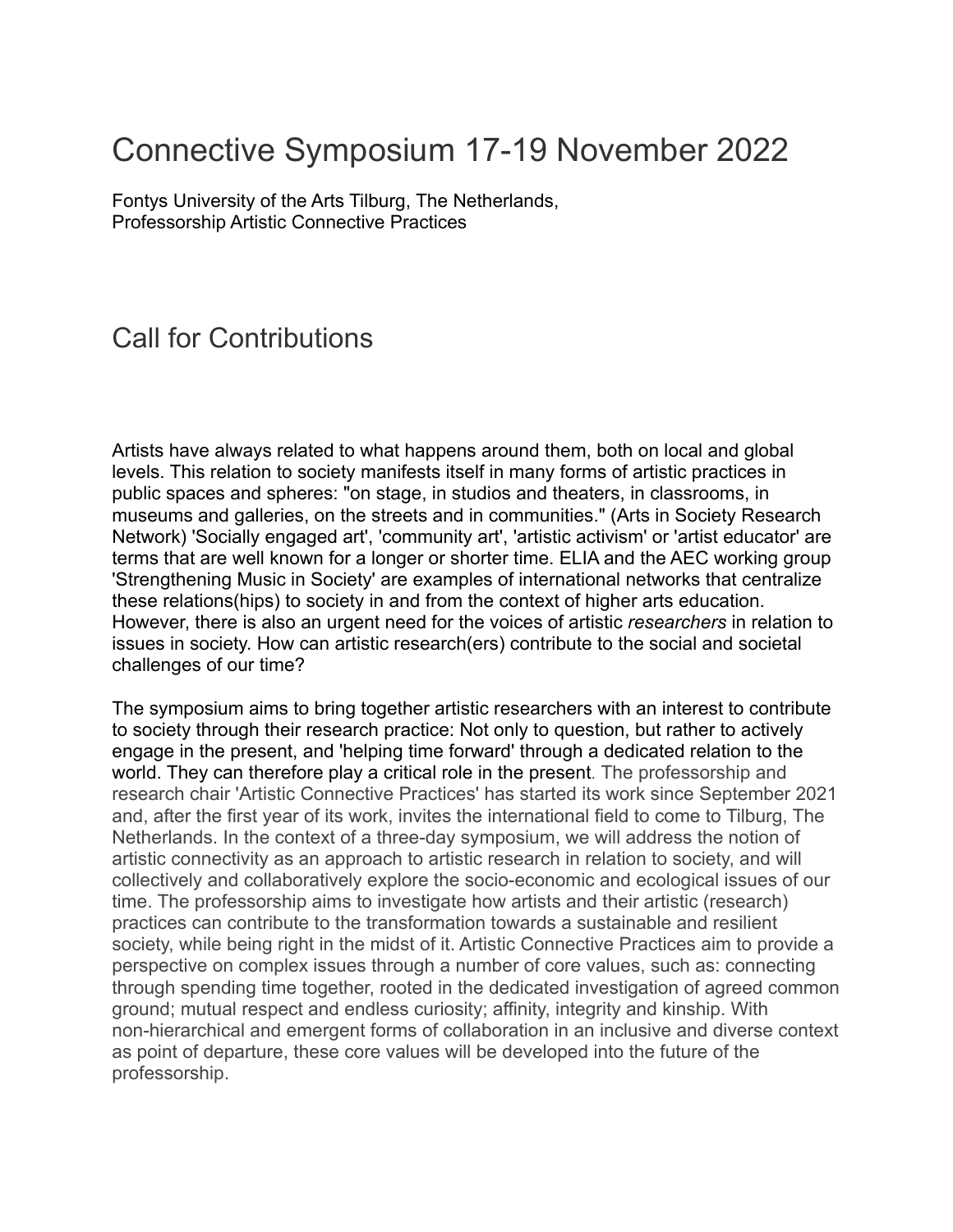# Connective Symposium 17-19 November 2022

Fontys University of the Arts Tilburg, The Netherlands,
Professorship Artistic Connective Practices

## Call for Contributions

Artists have always related to what happens around them, both on local and global levels. This relation to society manifests itself in many forms of artistic practices in public spaces and spheres: "on stage, in studios and theaters, in classrooms, in museums and galleries, on the streets and in communities." (Arts in Society Research Network) 'Socially engaged art', 'community art', 'artistic activism' or 'artist educator' are terms that are well known for a longer or shorter time. ELIA and the AEC working group 'Strengthening Music in Society' are examples of international networks that centralize these relations(hips) to society in and from the context of higher arts education. However, there is also an urgent need for the voices of artistic *researchers* in relation to issues in society. How can artistic research(ers) contribute to the social and societal challenges of our time?

The symposium aims to bring together artistic researchers with an interest to contribute to society through their research practice: Not only to question, but rather to actively engage in the present, and 'helping time forward' through a dedicated relation to the world. They can therefore play a critical role in the present. The professorship and research chair 'Artistic Connective Practices' has started its work since September 2021 and, after the first year of its work, invites the international field to come to Tilburg, The Netherlands. In the context of a three-day symposium, we will address the notion of artistic connectivity as an approach to artistic research in relation to society, and will collectively and collaboratively explore the socio-economic and ecological issues of our time. The professorship aims to investigate how artists and their artistic (research) practices can contribute to the transformation towards a sustainable and resilient society, while being right in the midst of it. Artistic Connective Practices aim to provide a perspective on complex issues through a number of core values, such as: connecting through spending time together, rooted in the dedicated investigation of agreed common ground; mutual respect and endless curiosity; affinity, integrity and kinship. With non-hierarchical and emergent forms of collaboration in an inclusive and diverse context as point of departure, these core values will be developed into the future of the professorship.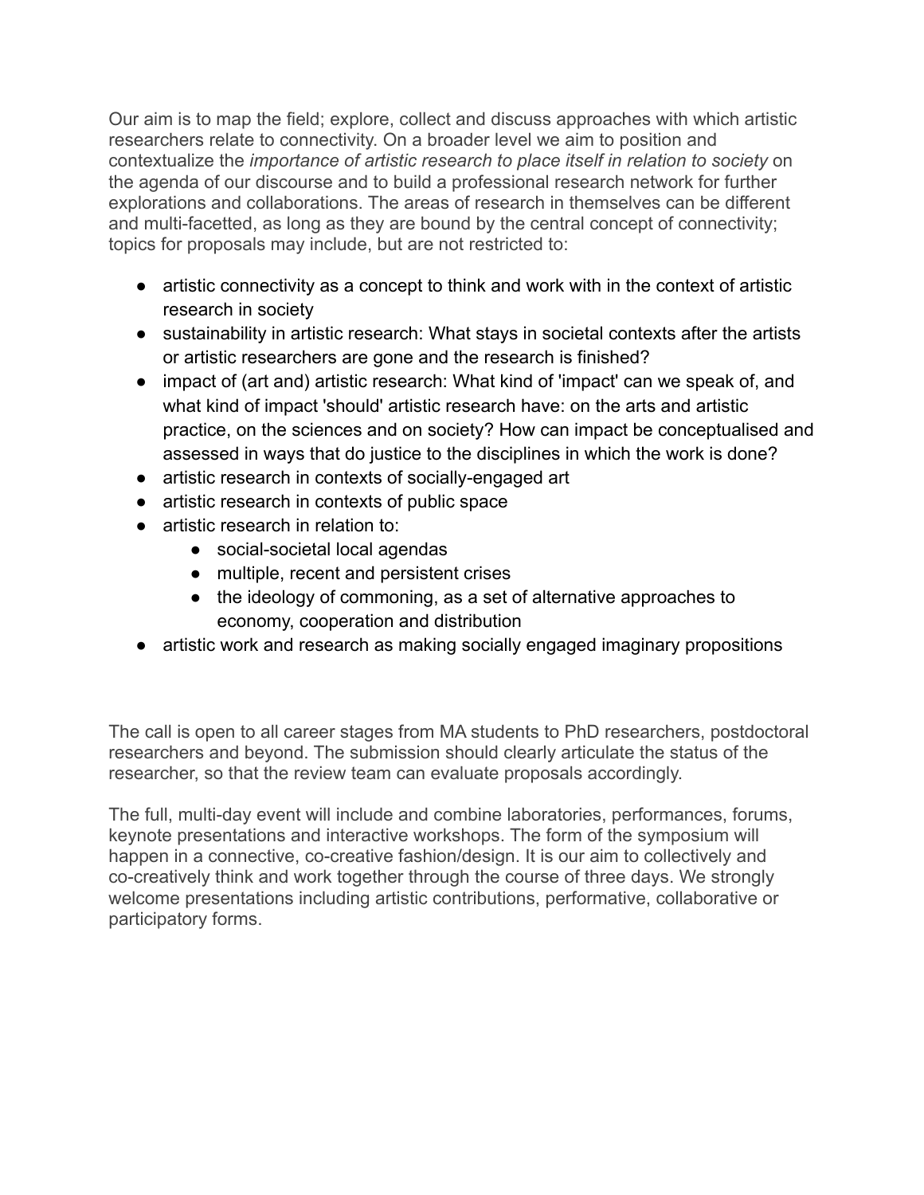Our aim is to map the field; explore, collect and discuss approaches with which artistic researchers relate to connectivity. On a broader level we aim to position and contextualize the *importance of artistic research to place itself in relation to society* on the agenda of our discourse and to build a professional research network for further explorations and collaborations. The areas of research in themselves can be different and multi-facetted, as long as they are bound by the central concept of connectivity; topics for proposals may include, but are not restricted to:

- artistic connectivity as a concept to think and work with in the context of artistic research in society
- sustainability in artistic research: What stays in societal contexts after the artists or artistic researchers are gone and the research is finished?
- impact of (art and) artistic research: What kind of 'impact' can we speak of, and what kind of impact 'should' artistic research have: on the arts and artistic practice, on the sciences and on society? How can impact be conceptualised and assessed in ways that do justice to the disciplines in which the work is done?
- artistic research in contexts of socially-engaged art
- artistic research in contexts of public space
- artistic research in relation to:
    - social-societal local agendas
    - multiple, recent and persistent crises
    - the ideology of commoning, as a set of alternative approaches to economy, cooperation and distribution
- artistic work and research as making socially engaged imaginary propositions

The call is open to all career stages from MA students to PhD researchers, postdoctoral researchers and beyond. The submission should clearly articulate the status of the researcher, so that the review team can evaluate proposals accordingly.

The full, multi-day event will include and combine laboratories, performances, forums, keynote presentations and interactive workshops. The form of the symposium will happen in a connective, co-creative fashion/design. It is our aim to collectively and co-creatively think and work together through the course of three days. We strongly welcome presentations including artistic contributions, performative, collaborative or participatory forms.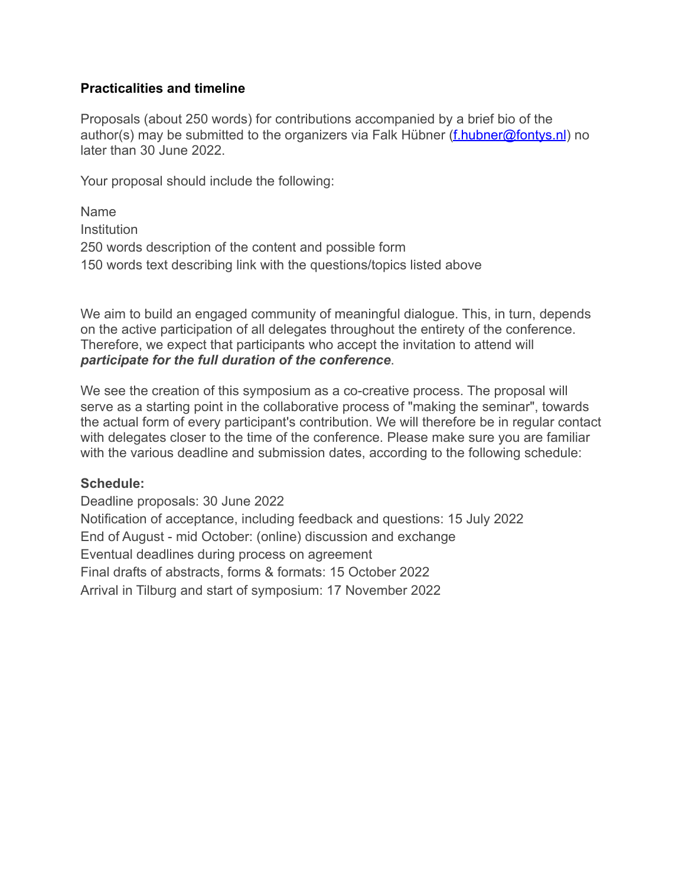**Practicalities and timeline**

Proposals (about 250 words) for contributions accompanied by a brief bio of the author(s) may be submitted to the organizers via Falk Hübner (f.hubner@fontys.nl) no later than 30 June 2022.

Your proposal should include the following:

Name
Institution
250 words description of the content and possible form
150 words text describing link with the questions/topics listed above

We aim to build an engaged community of meaningful dialogue. This, in turn, depends on the active participation of all delegates throughout the entirety of the conference. Therefore, we expect that participants who accept the invitation to attend will ***participate for the full duration of the conference***.

We see the creation of this symposium as a co-creative process. The proposal will serve as a starting point in the collaborative process of "making the seminar", towards the actual form of every participant's contribution. We will therefore be in regular contact with delegates closer to the time of the conference. Please make sure you are familiar with the various deadline and submission dates, according to the following schedule:

**Schedule:**
Deadline proposals: 30 June 2022
Notification of acceptance, including feedback and questions: 15 July 2022
End of August - mid October: (online) discussion and exchange
Eventual deadlines during process on agreement
Final drafts of abstracts, forms & formats: 15 October 2022
Arrival in Tilburg and start of symposium: 17 November 2022